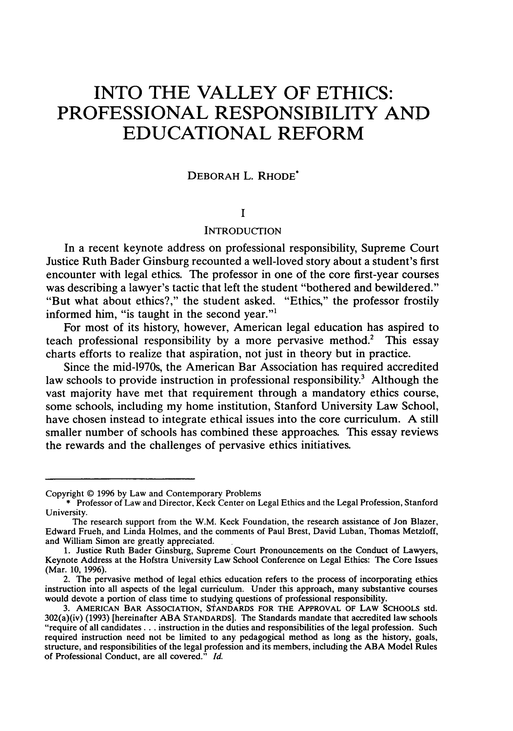# INTO THE VALLEY OF ETHICS: PROFESSIONAL RESPONSIBILITY AND EDUCATIONAL REFORM

DEBORAH L. RHODE*

## I

## INTRODUCTION

In a recent keynote address on professional responsibility, Supreme Court Justice Ruth Bader Ginsburg recounted a well-loved story about a student's first encounter with legal ethics. The professor in one of the core first-year courses was describing a lawyer's tactic that left the student "bothered and bewildered." "But what about ethics?," the student asked. "Ethics," the professor frostily informed him, "is taught in the second year."[1]

For most of its history, however, American legal education has aspired to teach professional responsibility by a more pervasive method.[2] This essay charts efforts to realize that aspiration, not just in theory but in practice.

Since the mid-1970s, the American Bar Association has required accredited law schools to provide instruction in professional responsibility.[3] Although the vast majority have met that requirement through a mandatory ethics course, some schools, including my home institution, Stanford University Law School, have chosen instead to integrate ethical issues into the core curriculum. A still smaller number of schools has combined these approaches. This essay reviews the rewards and the challenges of pervasive ethics initiatives.

---

Copyright © 1996 by Law and Contemporary Problems

\* Professor of Law and Director, Keck Center on Legal Ethics and the Legal Profession, Stanford University.

The research support from the W.M. Keck Foundation, the research assistance of Jon Blazer, Edward Frueh, and Linda Holmes, and the comments of Paul Brest, David Luban, Thomas Metzloff, and William Simon are greatly appreciated.

1. Justice Ruth Bader Ginsburg, Supreme Court Pronouncements on the Conduct of Lawyers, Keynote Address at the Hofstra University Law School Conference on Legal Ethics: The Core Issues (Mar. 10, 1996).

2. The pervasive method of legal ethics education refers to the process of incorporating ethics instruction into all aspects of the legal curriculum. Under this approach, many substantive courses would devote a portion of class time to studying questions of professional responsibility.

3. AMERICAN BAR ASSOCIATION, STANDARDS FOR THE APPROVAL OF LAW SCHOOLS std. 302(a)(iv) (1993) [hereinafter ABA STANDARDS]. The Standards mandate that accredited law schools "require of all candidates . . . instruction in the duties and responsibilities of the legal profession. Such required instruction need not be limited to any pedagogical method as long as the history, goals, structure, and responsibilities of the legal profession and its members, including the ABA Model Rules of Professional Conduct, are all covered." *Id.*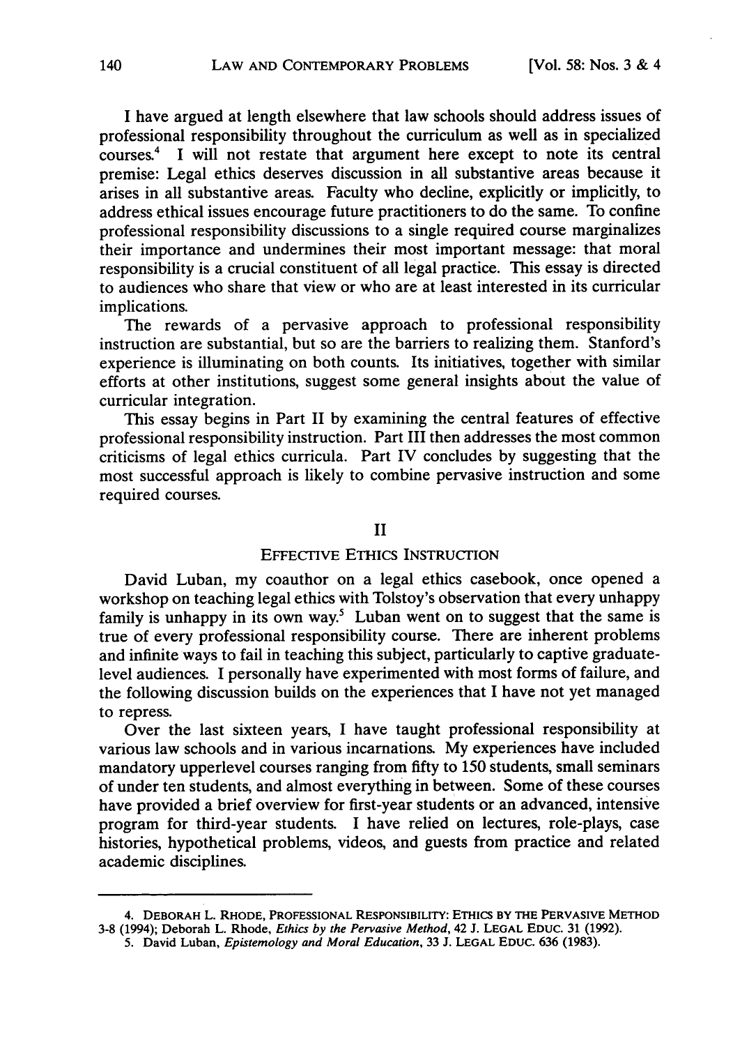I have argued at length elsewhere that law schools should address issues of professional responsibility throughout the curriculum as well as in specialized courses.[4] I will not restate that argument here except to note its central premise: Legal ethics deserves discussion in all substantive areas because it arises in all substantive areas. Faculty who decline, explicitly or implicitly, to address ethical issues encourage future practitioners to do the same. To confine professional responsibility discussions to a single required course marginalizes their importance and undermines their most important message: that moral responsibility is a crucial constituent of all legal practice. This essay is directed to audiences who share that view or who are at least interested in its curricular implications.

The rewards of a pervasive approach to professional responsibility instruction are substantial, but so are the barriers to realizing them. Stanford's experience is illuminating on both counts. Its initiatives, together with similar efforts at other institutions, suggest some general insights about the value of curricular integration.

This essay begins in Part II by examining the central features of effective professional responsibility instruction. Part III then addresses the most common criticisms of legal ethics curricula. Part IV concludes by suggesting that the most successful approach is likely to combine pervasive instruction and some required courses.

## II

## EFFECTIVE ETHICS INSTRUCTION

David Luban, my coauthor on a legal ethics casebook, once opened a workshop on teaching legal ethics with Tolstoy's observation that every unhappy family is unhappy in its own way.[5] Luban went on to suggest that the same is true of every professional responsibility course. There are inherent problems and infinite ways to fail in teaching this subject, particularly to captive graduate-level audiences. I personally have experimented with most forms of failure, and the following discussion builds on the experiences that I have not yet managed to repress.

Over the last sixteen years, I have taught professional responsibility at various law schools and in various incarnations. My experiences have included mandatory upperlevel courses ranging from fifty to 150 students, small seminars of under ten students, and almost everything in between. Some of these courses have provided a brief overview for first-year students or an advanced, intensive program for third-year students. I have relied on lectures, role-plays, case histories, hypothetical problems, videos, and guests from practice and related academic disciplines.

---

4. DEBORAH L. RHODE, PROFESSIONAL RESPONSIBILITY: ETHICS BY THE PERVASIVE METHOD 3-8 (1994); Deborah L. Rhode, *Ethics by the Pervasive Method*, 42 J. LEGAL EDUC. 31 (1992).

5. David Luban, *Epistemology and Moral Education*, 33 J. LEGAL EDUC. 636 (1983).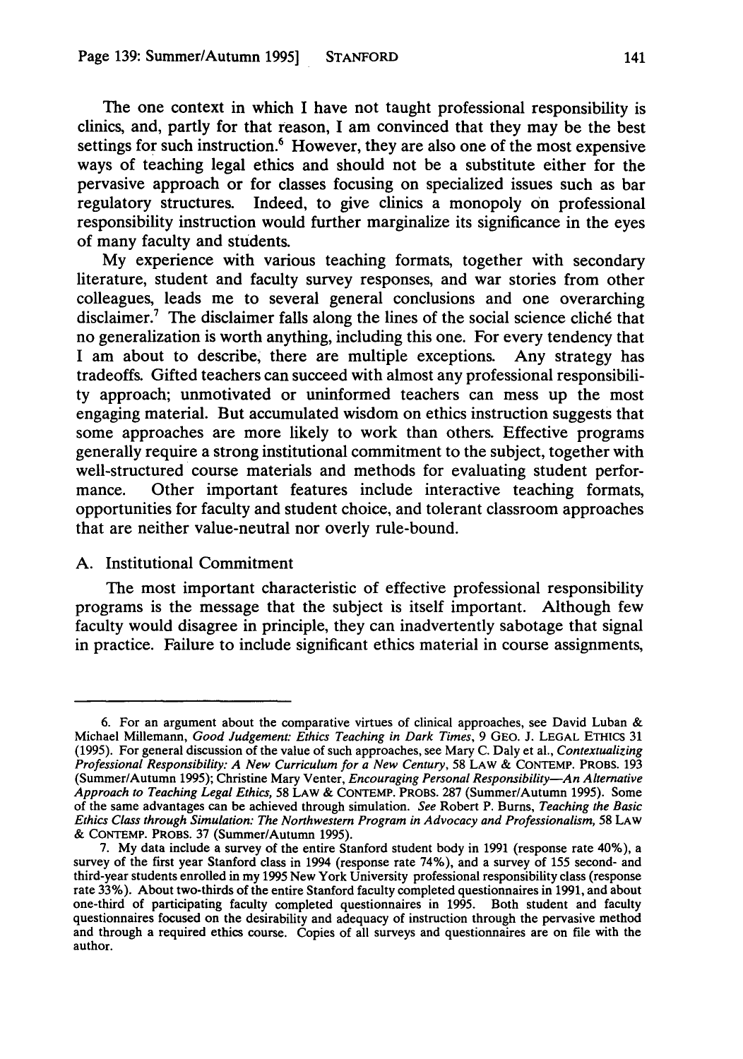The one context in which I have not taught professional responsibility is clinics, and, partly for that reason, I am convinced that they may be the best settings for such instruction.[6] However, they are also one of the most expensive ways of teaching legal ethics and should not be a substitute either for the pervasive approach or for classes focusing on specialized issues such as bar regulatory structures. Indeed, to give clinics a monopoly on professional responsibility instruction would further marginalize its significance in the eyes of many faculty and students.

My experience with various teaching formats, together with secondary literature, student and faculty survey responses, and war stories from other colleagues, leads me to several general conclusions and one overarching disclaimer.[7] The disclaimer falls along the lines of the social science cliché that no generalization is worth anything, including this one. For every tendency that I am about to describe, there are multiple exceptions. Any strategy has tradeoffs. Gifted teachers can succeed with almost any professional responsibility approach; unmotivated or uninformed teachers can mess up the most engaging material. But accumulated wisdom on ethics instruction suggests that some approaches are more likely to work than others. Effective programs generally require a strong institutional commitment to the subject, together with well-structured course materials and methods for evaluating student performance. Other important features include interactive teaching formats, opportunities for faculty and student choice, and tolerant classroom approaches that are neither value-neutral nor overly rule-bound.

## A. Institutional Commitment

The most important characteristic of effective professional responsibility programs is the message that the subject is itself important. Although few faculty would disagree in principle, they can inadvertently sabotage that signal in practice. Failure to include significant ethics material in course assignments,

---

6. For an argument about the comparative virtues of clinical approaches, see David Luban & Michael Millemann, *Good Judgement: Ethics Teaching in Dark Times*, 9 GEO. J. LEGAL ETHICS 31 (1995). For general discussion of the value of such approaches, see Mary C. Daly et al., *Contextualizing Professional Responsibility: A New Curriculum for a New Century*, 58 LAW & CONTEMP. PROBS. 193 (Summer/Autumn 1995); Christine Mary Venter, *Encouraging Personal Responsibility—An Alternative Approach to Teaching Legal Ethics*, 58 LAW & CONTEMP. PROBS. 287 (Summer/Autumn 1995). Some of the same advantages can be achieved through simulation. *See* Robert P. Burns, *Teaching the Basic Ethics Class through Simulation: The Northwestern Program in Advocacy and Professionalism*, 58 LAW & CONTEMP. PROBS. 37 (Summer/Autumn 1995).

7. My data include a survey of the entire Stanford student body in 1991 (response rate 40%), a survey of the first year Stanford class in 1994 (response rate 74%), and a survey of 155 second- and third-year students enrolled in my 1995 New York University professional responsibility class (response rate 33%). About two-thirds of the entire Stanford faculty completed questionnaires in 1991, and about one-third of participating faculty completed questionnaires in 1995. Both student and faculty questionnaires focused on the desirability and adequacy of instruction through the pervasive method and through a required ethics course. Copies of all surveys and questionnaires are on file with the author.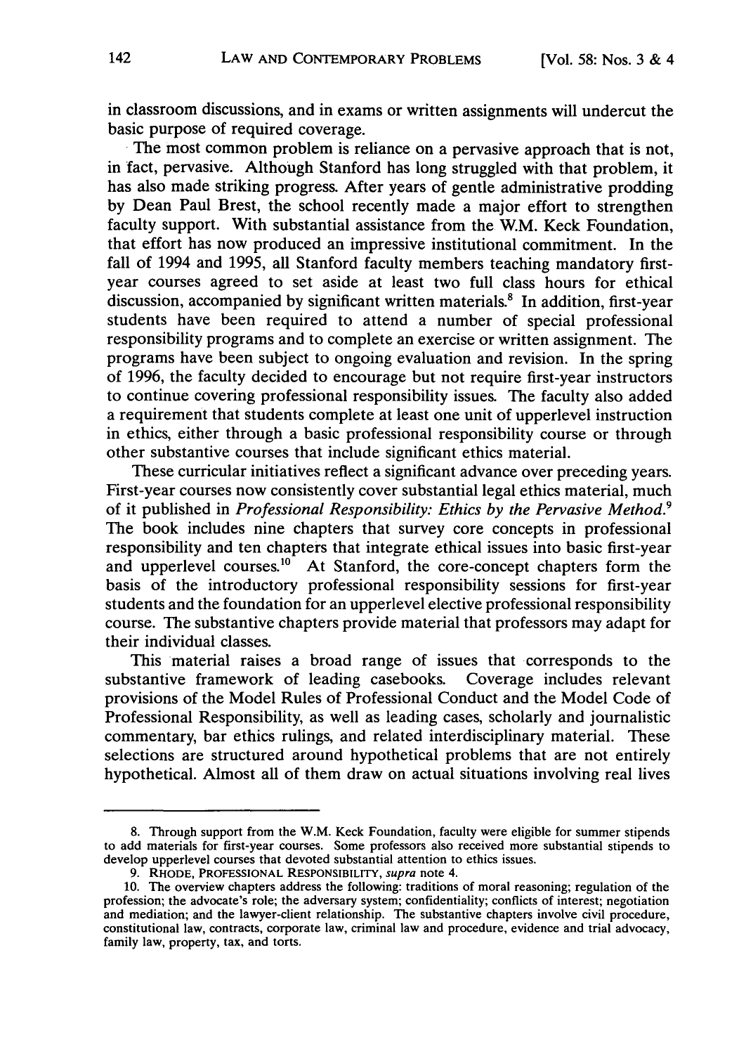in classroom discussions, and in exams or written assignments will undercut the basic purpose of required coverage.

The most common problem is reliance on a pervasive approach that is not, in fact, pervasive. Although Stanford has long struggled with that problem, it has also made striking progress. After years of gentle administrative prodding by Dean Paul Brest, the school recently made a major effort to strengthen faculty support. With substantial assistance from the W.M. Keck Foundation, that effort has now produced an impressive institutional commitment. In the fall of 1994 and 1995, all Stanford faculty members teaching mandatory first-year courses agreed to set aside at least two full class hours for ethical discussion, accompanied by significant written materials.[8] In addition, first-year students have been required to attend a number of special professional responsibility programs and to complete an exercise or written assignment. The programs have been subject to ongoing evaluation and revision. In the spring of 1996, the faculty decided to encourage but not require first-year instructors to continue covering professional responsibility issues. The faculty also added a requirement that students complete at least one unit of upperlevel instruction in ethics, either through a basic professional responsibility course or through other substantive courses that include significant ethics material.

These curricular initiatives reflect a significant advance over preceding years. First-year courses now consistently cover substantial legal ethics material, much of it published in *Professional Responsibility: Ethics by the Pervasive Method.*[9] The book includes nine chapters that survey core concepts in professional responsibility and ten chapters that integrate ethical issues into basic first-year and upperlevel courses.[10] At Stanford, the core-concept chapters form the basis of the introductory professional responsibility sessions for first-year students and the foundation for an upperlevel elective professional responsibility course. The substantive chapters provide material that professors may adapt for their individual classes.

This material raises a broad range of issues that corresponds to the substantive framework of leading casebooks. Coverage includes relevant provisions of the Model Rules of Professional Conduct and the Model Code of Professional Responsibility, as well as leading cases, scholarly and journalistic commentary, bar ethics rulings, and related interdisciplinary material. These selections are structured around hypothetical problems that are not entirely hypothetical. Almost all of them draw on actual situations involving real lives

---

8. Through support from the W.M. Keck Foundation, faculty were eligible for summer stipends to add materials for first-year courses. Some professors also received more substantial stipends to develop upperlevel courses that devoted substantial attention to ethics issues.

9. RHODE, PROFESSIONAL RESPONSIBILITY, *supra* note 4.

10. The overview chapters address the following: traditions of moral reasoning; regulation of the profession; the advocate's role; the adversary system; confidentiality; conflicts of interest; negotiation and mediation; and the lawyer-client relationship. The substantive chapters involve civil procedure, constitutional law, contracts, corporate law, criminal law and procedure, evidence and trial advocacy, family law, property, tax, and torts.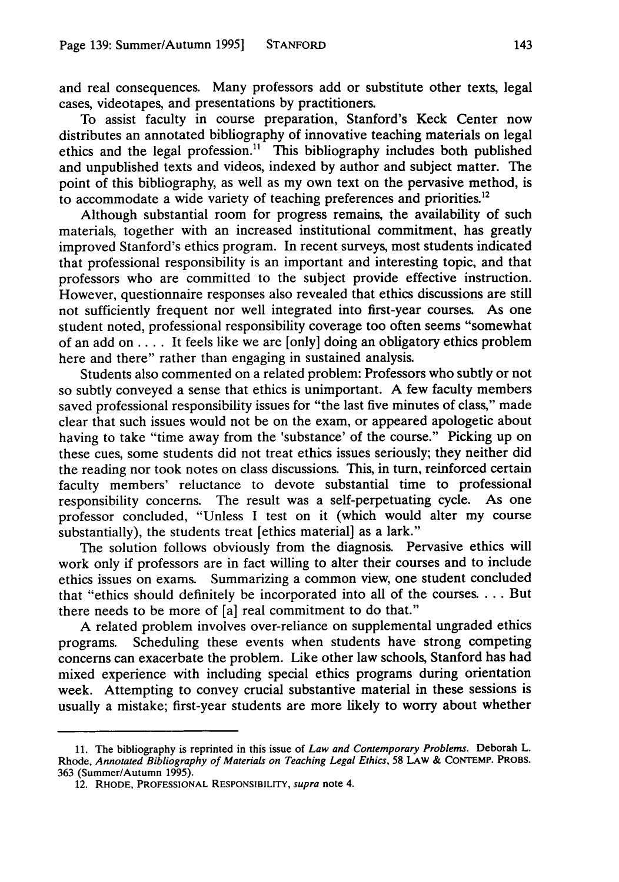and real consequences. Many professors add or substitute other texts, legal cases, videotapes, and presentations by practitioners.

To assist faculty in course preparation, Stanford's Keck Center now distributes an annotated bibliography of innovative teaching materials on legal ethics and the legal profession.[11] This bibliography includes both published and unpublished texts and videos, indexed by author and subject matter. The point of this bibliography, as well as my own text on the pervasive method, is to accommodate a wide variety of teaching preferences and priorities.[12]

Although substantial room for progress remains, the availability of such materials, together with an increased institutional commitment, has greatly improved Stanford's ethics program. In recent surveys, most students indicated that professional responsibility is an important and interesting topic, and that professors who are committed to the subject provide effective instruction. However, questionnaire responses also revealed that ethics discussions are still not sufficiently frequent nor well integrated into first-year courses. As one student noted, professional responsibility coverage too often seems "somewhat of an add on . . . . It feels like we are [only] doing an obligatory ethics problem here and there" rather than engaging in sustained analysis.

Students also commented on a related problem: Professors who subtly or not so subtly conveyed a sense that ethics is unimportant. A few faculty members saved professional responsibility issues for "the last five minutes of class," made clear that such issues would not be on the exam, or appeared apologetic about having to take "time away from the 'substance' of the course." Picking up on these cues, some students did not treat ethics issues seriously; they neither did the reading nor took notes on class discussions. This, in turn, reinforced certain faculty members' reluctance to devote substantial time to professional responsibility concerns. The result was a self-perpetuating cycle. As one professor concluded, "Unless I test on it (which would alter my course substantially), the students treat [ethics material] as a lark."

The solution follows obviously from the diagnosis. Pervasive ethics will work only if professors are in fact willing to alter their courses and to include ethics issues on exams. Summarizing a common view, one student concluded that "ethics should definitely be incorporated into all of the courses. . . . But there needs to be more of [a] real commitment to do that."

A related problem involves over-reliance on supplemental ungraded ethics programs. Scheduling these events when students have strong competing concerns can exacerbate the problem. Like other law schools, Stanford has had mixed experience with including special ethics programs during orientation week. Attempting to convey crucial substantive material in these sessions is usually a mistake; first-year students are more likely to worry about whether

---

11. The bibliography is reprinted in this issue of *Law and Contemporary Problems*. Deborah L. Rhode, *Annotated Bibliography of Materials on Teaching Legal Ethics*, 58 LAW & CONTEMP. PROBS. 363 (Summer/Autumn 1995).

12. RHODE, PROFESSIONAL RESPONSIBILITY, *supra* note 4.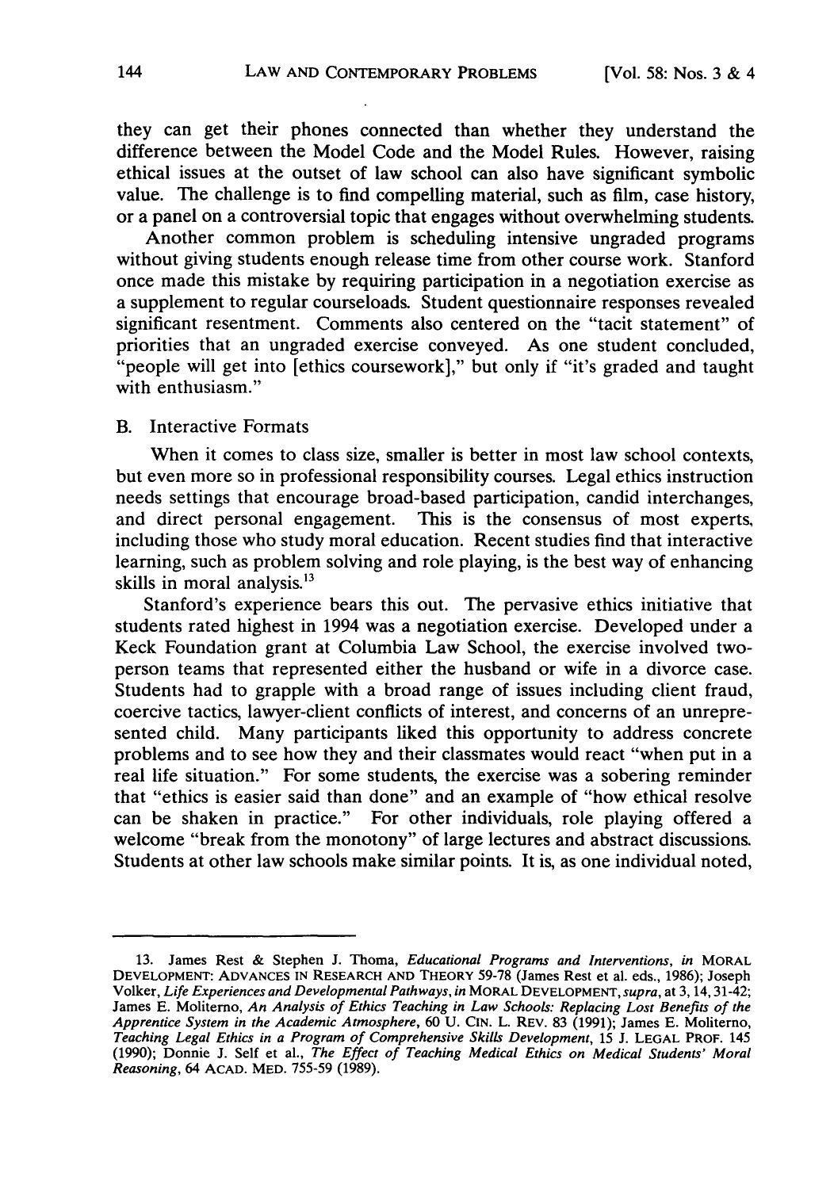they can get their phones connected than whether they understand the difference between the Model Code and the Model Rules. However, raising ethical issues at the outset of law school can also have significant symbolic value. The challenge is to find compelling material, such as film, case history, or a panel on a controversial topic that engages without overwhelming students.

Another common problem is scheduling intensive ungraded programs without giving students enough release time from other course work. Stanford once made this mistake by requiring participation in a negotiation exercise as a supplement to regular courseloads. Student questionnaire responses revealed significant resentment. Comments also centered on the "tacit statement" of priorities that an ungraded exercise conveyed. As one student concluded, "people will get into [ethics coursework]," but only if "it's graded and taught with enthusiasm."

### B. Interactive Formats

When it comes to class size, smaller is better in most law school contexts, but even more so in professional responsibility courses. Legal ethics instruction needs settings that encourage broad-based participation, candid interchanges, and direct personal engagement. This is the consensus of most experts, including those who study moral education. Recent studies find that interactive learning, such as problem solving and role playing, is the best way of enhancing skills in moral analysis.[13]

Stanford's experience bears this out. The pervasive ethics initiative that students rated highest in 1994 was a negotiation exercise. Developed under a Keck Foundation grant at Columbia Law School, the exercise involved two-person teams that represented either the husband or wife in a divorce case. Students had to grapple with a broad range of issues including client fraud, coercive tactics, lawyer-client conflicts of interest, and concerns of an unrepresented child. Many participants liked this opportunity to address concrete problems and to see how they and their classmates would react "when put in a real life situation." For some students, the exercise was a sobering reminder that "ethics is easier said than done" and an example of "how ethical resolve can be shaken in practice." For other individuals, role playing offered a welcome "break from the monotony" of large lectures and abstract discussions. Students at other law schools make similar points. It is, as one individual noted,

---

13. James Rest & Stephen J. Thoma, *Educational Programs and Interventions*, *in* MORAL DEVELOPMENT: ADVANCES IN RESEARCH AND THEORY 59-78 (James Rest et al. eds., 1986); Joseph Volker, *Life Experiences and Developmental Pathways*, *in* MORAL DEVELOPMENT, *supra*, at 3, 14, 31-42; James E. Moliterno, *An Analysis of Ethics Teaching in Law Schools: Replacing Lost Benefits of the Apprentice System in the Academic Atmosphere*, 60 U. CIN. L. REV. 83 (1991); James E. Moliterno, *Teaching Legal Ethics in a Program of Comprehensive Skills Development*, 15 J. LEGAL PROF. 145 (1990); Donnie J. Self et al., *The Effect of Teaching Medical Ethics on Medical Students' Moral Reasoning*, 64 ACAD. MED. 755-59 (1989).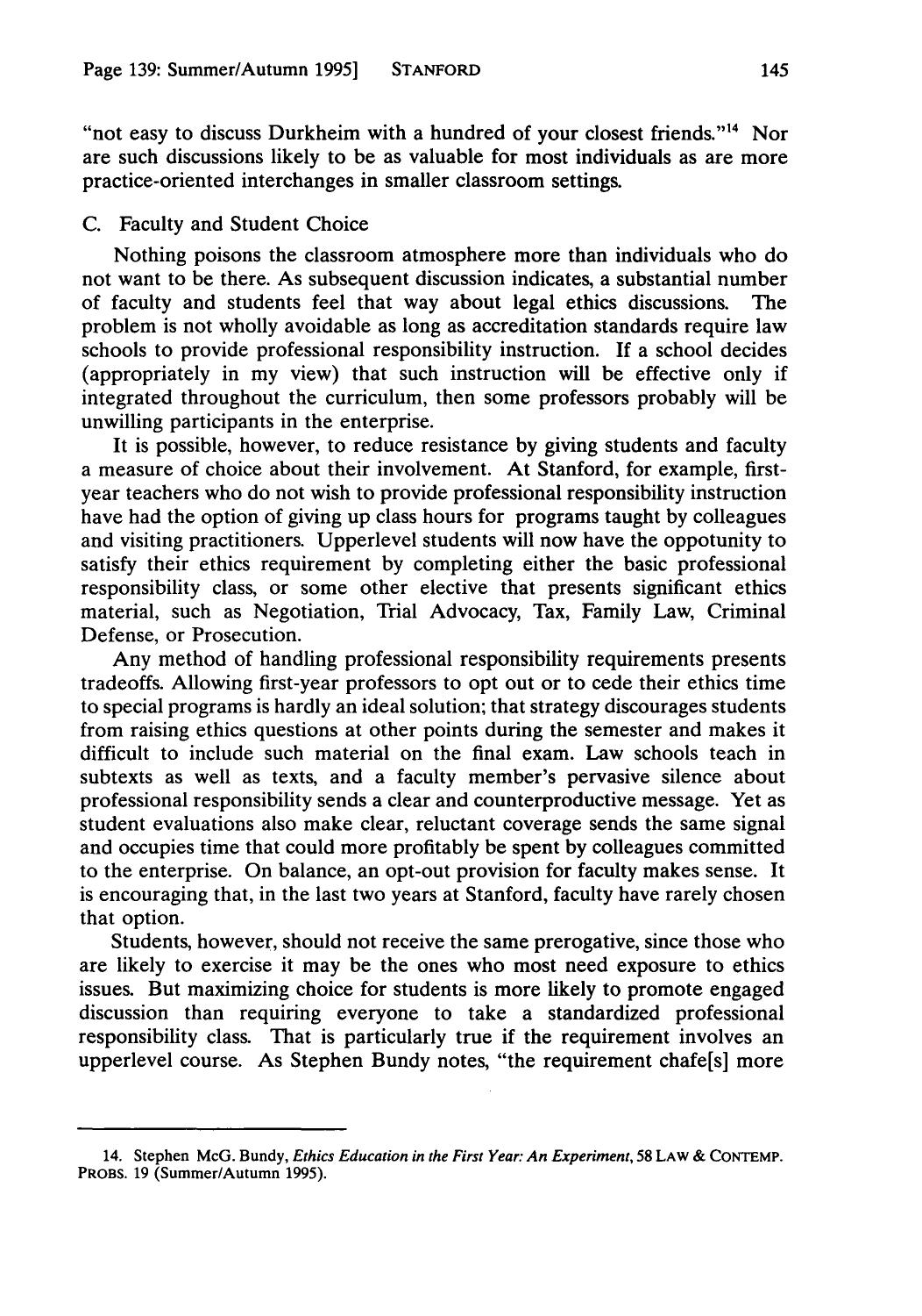"not easy to discuss Durkheim with a hundred of your closest friends."[14] Nor are such discussions likely to be as valuable for most individuals as are more practice-oriented interchanges in smaller classroom settings.

### C. Faculty and Student Choice

Nothing poisons the classroom atmosphere more than individuals who do not want to be there. As subsequent discussion indicates, a substantial number of faculty and students feel that way about legal ethics discussions. The problem is not wholly avoidable as long as accreditation standards require law schools to provide professional responsibility instruction. If a school decides (appropriately in my view) that such instruction will be effective only if integrated throughout the curriculum, then some professors probably will be unwilling participants in the enterprise.

It is possible, however, to reduce resistance by giving students and faculty a measure of choice about their involvement. At Stanford, for example, first-year teachers who do not wish to provide professional responsibility instruction have had the option of giving up class hours for programs taught by colleagues and visiting practitioners. Upperlevel students will now have the oppotunity to satisfy their ethics requirement by completing either the basic professional responsibility class, or some other elective that presents significant ethics material, such as Negotiation, Trial Advocacy, Tax, Family Law, Criminal Defense, or Prosecution.

Any method of handling professional responsibility requirements presents tradeoffs. Allowing first-year professors to opt out or to cede their ethics time to special programs is hardly an ideal solution; that strategy discourages students from raising ethics questions at other points during the semester and makes it difficult to include such material on the final exam. Law schools teach in subtexts as well as texts, and a faculty member's pervasive silence about professional responsibility sends a clear and counterproductive message. Yet as student evaluations also make clear, reluctant coverage sends the same signal and occupies time that could more profitably be spent by colleagues committed to the enterprise. On balance, an opt-out provision for faculty makes sense. It is encouraging that, in the last two years at Stanford, faculty have rarely chosen that option.

Students, however, should not receive the same prerogative, since those who are likely to exercise it may be the ones who most need exposure to ethics issues. But maximizing choice for students is more likely to promote engaged discussion than requiring everyone to take a standardized professional responsibility class. That is particularly true if the requirement involves an upperlevel course. As Stephen Bundy notes, "the requirement chafe[s] more

---

14. Stephen McG. Bundy, *Ethics Education in the First Year: An Experiment*, 58 LAW & CONTEMP. PROBS. 19 (Summer/Autumn 1995).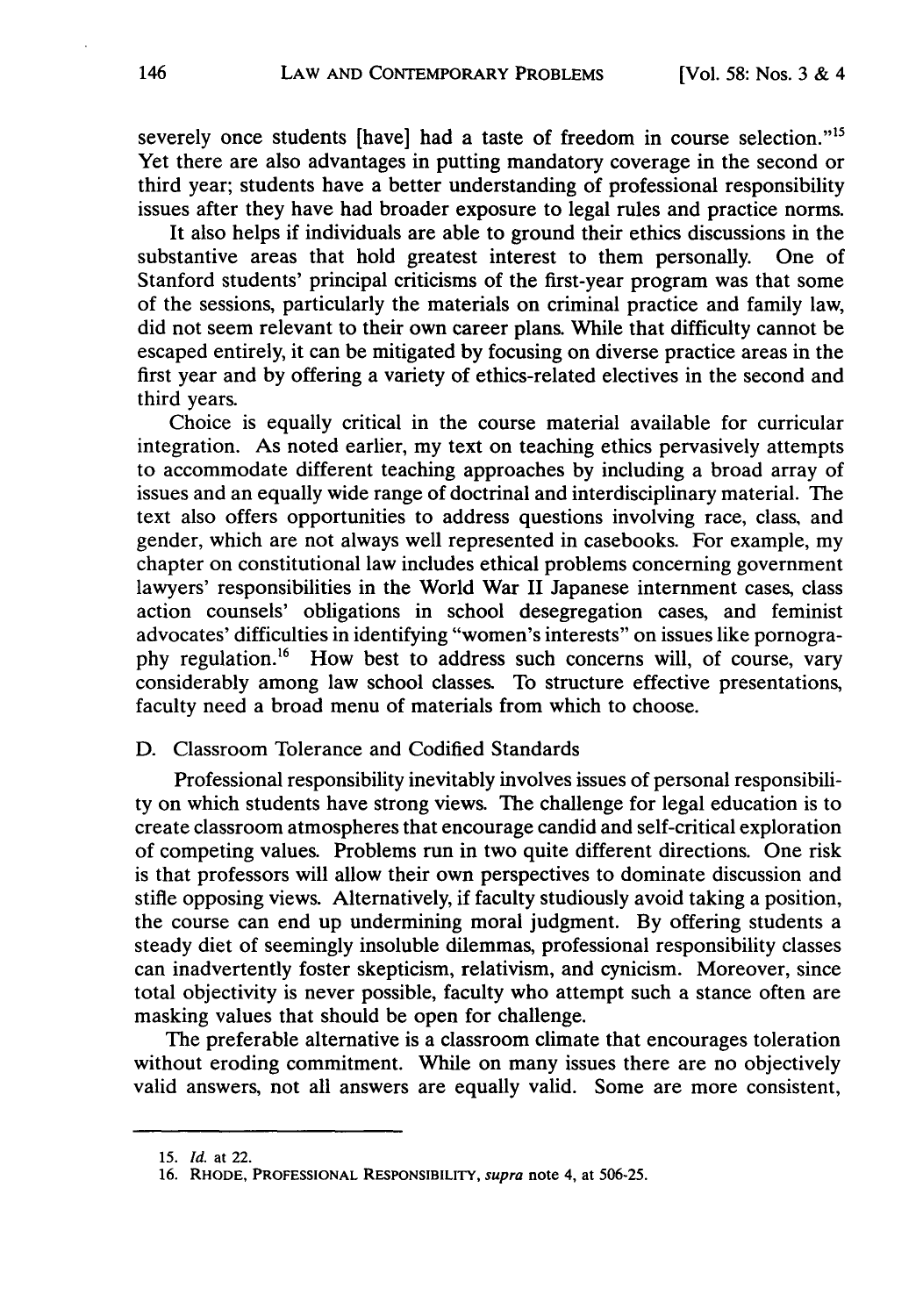severely once students [have] had a taste of freedom in course selection."[15] Yet there are also advantages in putting mandatory coverage in the second or third year; students have a better understanding of professional responsibility issues after they have had broader exposure to legal rules and practice norms.

It also helps if individuals are able to ground their ethics discussions in the substantive areas that hold greatest interest to them personally. One of Stanford students' principal criticisms of the first-year program was that some of the sessions, particularly the materials on criminal practice and family law, did not seem relevant to their own career plans. While that difficulty cannot be escaped entirely, it can be mitigated by focusing on diverse practice areas in the first year and by offering a variety of ethics-related electives in the second and third years.

Choice is equally critical in the course material available for curricular integration. As noted earlier, my text on teaching ethics pervasively attempts to accommodate different teaching approaches by including a broad array of issues and an equally wide range of doctrinal and interdisciplinary material. The text also offers opportunities to address questions involving race, class, and gender, which are not always well represented in casebooks. For example, my chapter on constitutional law includes ethical problems concerning government lawyers' responsibilities in the World War II Japanese internment cases, class action counsels' obligations in school desegregation cases, and feminist advocates' difficulties in identifying "women's interests" on issues like pornography regulation.[16] How best to address such concerns will, of course, vary considerably among law school classes. To structure effective presentations, faculty need a broad menu of materials from which to choose.

## D. Classroom Tolerance and Codified Standards

Professional responsibility inevitably involves issues of personal responsibility on which students have strong views. The challenge for legal education is to create classroom atmospheres that encourage candid and self-critical exploration of competing values. Problems run in two quite different directions. One risk is that professors will allow their own perspectives to dominate discussion and stifle opposing views. Alternatively, if faculty studiously avoid taking a position, the course can end up undermining moral judgment. By offering students a steady diet of seemingly insoluble dilemmas, professional responsibility classes can inadvertently foster skepticism, relativism, and cynicism. Moreover, since total objectivity is never possible, faculty who attempt such a stance often are masking values that should be open for challenge.

The preferable alternative is a classroom climate that encourages toleration without eroding commitment. While on many issues there are no objectively valid answers, not all answers are equally valid. Some are more consistent,

---

15. *Id.* at 22.

16. RHODE, PROFESSIONAL RESPONSIBILITY, *supra* note 4, at 506-25.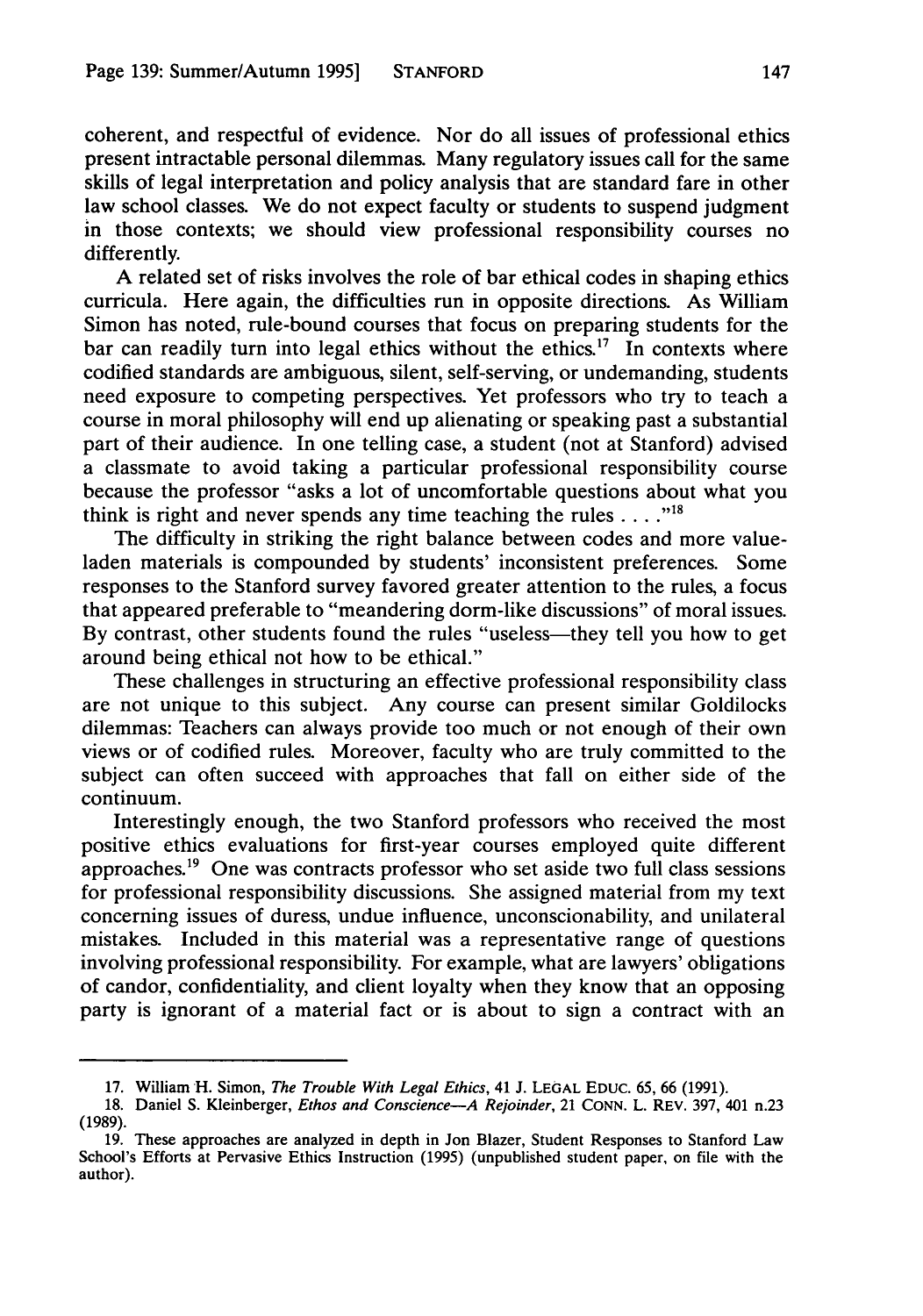coherent, and respectful of evidence. Nor do all issues of professional ethics present intractable personal dilemmas. Many regulatory issues call for the same skills of legal interpretation and policy analysis that are standard fare in other law school classes. We do not expect faculty or students to suspend judgment in those contexts; we should view professional responsibility courses no differently.

A related set of risks involves the role of bar ethical codes in shaping ethics curricula. Here again, the difficulties run in opposite directions. As William Simon has noted, rule-bound courses that focus on preparing students for the bar can readily turn into legal ethics without the ethics.[17] In contexts where codified standards are ambiguous, silent, self-serving, or undemanding, students need exposure to competing perspectives. Yet professors who try to teach a course in moral philosophy will end up alienating or speaking past a substantial part of their audience. In one telling case, a student (not at Stanford) advised a classmate to avoid taking a particular professional responsibility course because the professor "asks a lot of uncomfortable questions about what you think is right and never spends any time teaching the rules . . . ."[18]

The difficulty in striking the right balance between codes and more value-laden materials is compounded by students' inconsistent preferences. Some responses to the Stanford survey favored greater attention to the rules, a focus that appeared preferable to "meandering dorm-like discussions" of moral issues. By contrast, other students found the rules "useless—they tell you how to get around being ethical not how to be ethical."

These challenges in structuring an effective professional responsibility class are not unique to this subject. Any course can present similar Goldilocks dilemmas: Teachers can always provide too much or not enough of their own views or of codified rules. Moreover, faculty who are truly committed to the subject can often succeed with approaches that fall on either side of the continuum.

Interestingly enough, the two Stanford professors who received the most positive ethics evaluations for first-year courses employed quite different approaches.[19] One was contracts professor who set aside two full class sessions for professional responsibility discussions. She assigned material from my text concerning issues of duress, undue influence, unconscionability, and unilateral mistakes. Included in this material was a representative range of questions involving professional responsibility. For example, what are lawyers' obligations of candor, confidentiality, and client loyalty when they know that an opposing party is ignorant of a material fact or is about to sign a contract with an

---

17. William H. Simon, *The Trouble With Legal Ethics*, 41 J. LEGAL EDUC. 65, 66 (1991).

18. Daniel S. Kleinberger, *Ethos and Conscience—A Rejoinder*, 21 CONN. L. REV. 397, 401 n.23 (1989).

19. These approaches are analyzed in depth in Jon Blazer, Student Responses to Stanford Law School's Efforts at Pervasive Ethics Instruction (1995) (unpublished student paper, on file with the author).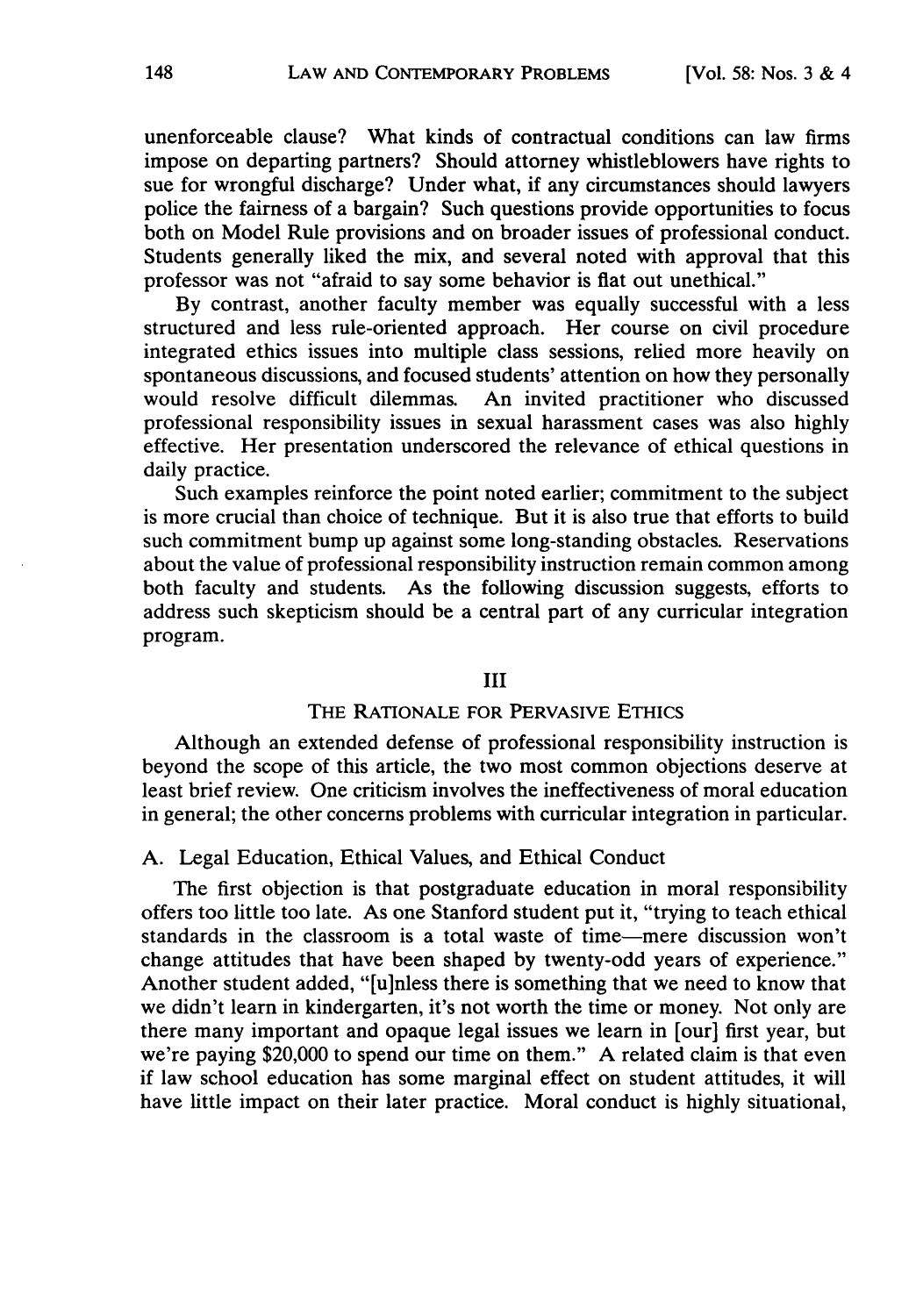unenforceable clause? What kinds of contractual conditions can law firms impose on departing partners? Should attorney whistleblowers have rights to sue for wrongful discharge? Under what, if any circumstances should lawyers police the fairness of a bargain? Such questions provide opportunities to focus both on Model Rule provisions and on broader issues of professional conduct. Students generally liked the mix, and several noted with approval that this professor was not "afraid to say some behavior is flat out unethical."

By contrast, another faculty member was equally successful with a less structured and less rule-oriented approach. Her course on civil procedure integrated ethics issues into multiple class sessions, relied more heavily on spontaneous discussions, and focused students' attention on how they personally would resolve difficult dilemmas. An invited practitioner who discussed professional responsibility issues in sexual harassment cases was also highly effective. Her presentation underscored the relevance of ethical questions in daily practice.

Such examples reinforce the point noted earlier; commitment to the subject is more crucial than choice of technique. But it is also true that efforts to build such commitment bump up against some long-standing obstacles. Reservations about the value of professional responsibility instruction remain common among both faculty and students. As the following discussion suggests, efforts to address such skepticism should be a central part of any curricular integration program.

## III

## THE RATIONALE FOR PERVASIVE ETHICS

Although an extended defense of professional responsibility instruction is beyond the scope of this article, the two most common objections deserve at least brief review. One criticism involves the ineffectiveness of moral education in general; the other concerns problems with curricular integration in particular.

### A. Legal Education, Ethical Values, and Ethical Conduct

The first objection is that postgraduate education in moral responsibility offers too little too late. As one Stanford student put it, "trying to teach ethical standards in the classroom is a total waste of time—mere discussion won't change attitudes that have been shaped by twenty-odd years of experience." Another student added, "[u]nless there is something that we need to know that we didn't learn in kindergarten, it's not worth the time or money. Not only are there many important and opaque legal issues we learn in [our] first year, but we're paying $20,000 to spend our time on them." A related claim is that even if law school education has some marginal effect on student attitudes, it will have little impact on their later practice. Moral conduct is highly situational,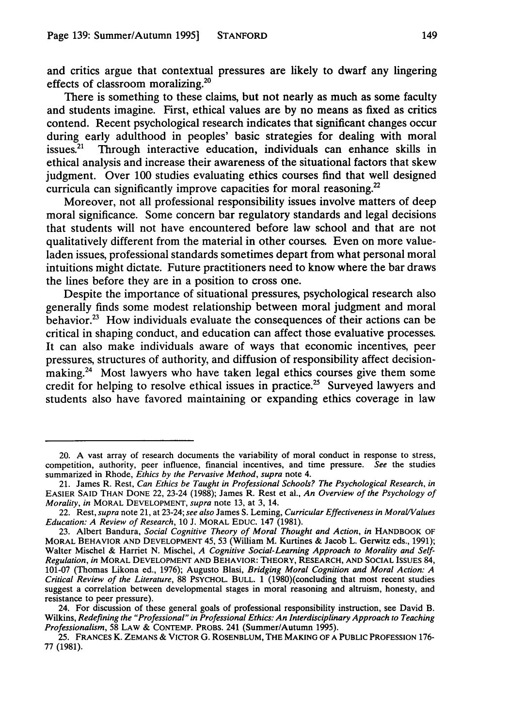and critics argue that contextual pressures are likely to dwarf any lingering effects of classroom moralizing.[20]

There is something to these claims, but not nearly as much as some faculty and students imagine. First, ethical values are by no means as fixed as critics contend. Recent psychological research indicates that significant changes occur during early adulthood in peoples' basic strategies for dealing with moral issues.[21] Through interactive education, individuals can enhance skills in ethical analysis and increase their awareness of the situational factors that skew judgment. Over 100 studies evaluating ethics courses find that well designed curricula can significantly improve capacities for moral reasoning.[22]

Moreover, not all professional responsibility issues involve matters of deep moral significance. Some concern bar regulatory standards and legal decisions that students will not have encountered before law school and that are not qualitatively different from the material in other courses. Even on more value-laden issues, professional standards sometimes depart from what personal moral intuitions might dictate. Future practitioners need to know where the bar draws the lines before they are in a position to cross one.

Despite the importance of situational pressures, psychological research also generally finds some modest relationship between moral judgment and moral behavior.[23] How individuals evaluate the consequences of their actions can be critical in shaping conduct, and education can affect those evaluative processes. It can also make individuals aware of ways that economic incentives, peer pressures, structures of authority, and diffusion of responsibility affect decision-making.[24] Most lawyers who have taken legal ethics courses give them some credit for helping to resolve ethical issues in practice.[25] Surveyed lawyers and students also have favored maintaining or expanding ethics coverage in law

---

20. A vast array of research documents the variability of moral conduct in response to stress, competition, authority, peer influence, financial incentives, and time pressure. *See* the studies summarized in Rhode, *Ethics by the Pervasive Method*, *supra* note 4.

21. James R. Rest, *Can Ethics be Taught in Professional Schools? The Psychological Research*, *in* EASIER SAID THAN DONE 22, 23-24 (1988); James R. Rest et al., *An Overview of the Psychology of Morality*, *in* MORAL DEVELOPMENT, *supra* note 13, at 3, 14.

22. Rest, *supra* note 21, at 23-24; *see also* James S. Leming, *Curricular Effectiveness in Moral/Values Education: A Review of Research*, 10 J. MORAL EDUC. 147 (1981).

23. Albert Bandura, *Social Cognitive Theory of Moral Thought and Action*, *in* HANDBOOK OF MORAL BEHAVIOR AND DEVELOPMENT 45, 53 (William M. Kurtines & Jacob L. Gerwitz eds., 1991); Walter Mischel & Harriet N. Mischel, *A Cognitive Social-Learning Approach to Morality and Self-Regulation*, *in* MORAL DEVELOPMENT AND BEHAVIOR: THEORY, RESEARCH, AND SOCIAL ISSUES 84, 101-07 (Thomas Likona ed., 1976); Augusto Blasi, *Bridging Moral Cognition and Moral Action: A Critical Review of the Literature*, 88 PSYCHOL. BULL. 1 (1980)(concluding that most recent studies suggest a correlation between developmental stages in moral reasoning and altruism, honesty, and resistance to peer pressure).

24. For discussion of these general goals of professional responsibility instruction, see David B. Wilkins, *Redefining the "Professional" in Professional Ethics: An Interdisciplinary Approach to Teaching Professionalism*, 58 LAW & CONTEMP. PROBS. 241 (Summer/Autumn 1995).

25. FRANCES K. ZEMANS & VICTOR G. ROSENBLUM, THE MAKING OF A PUBLIC PROFESSION 176-77 (1981).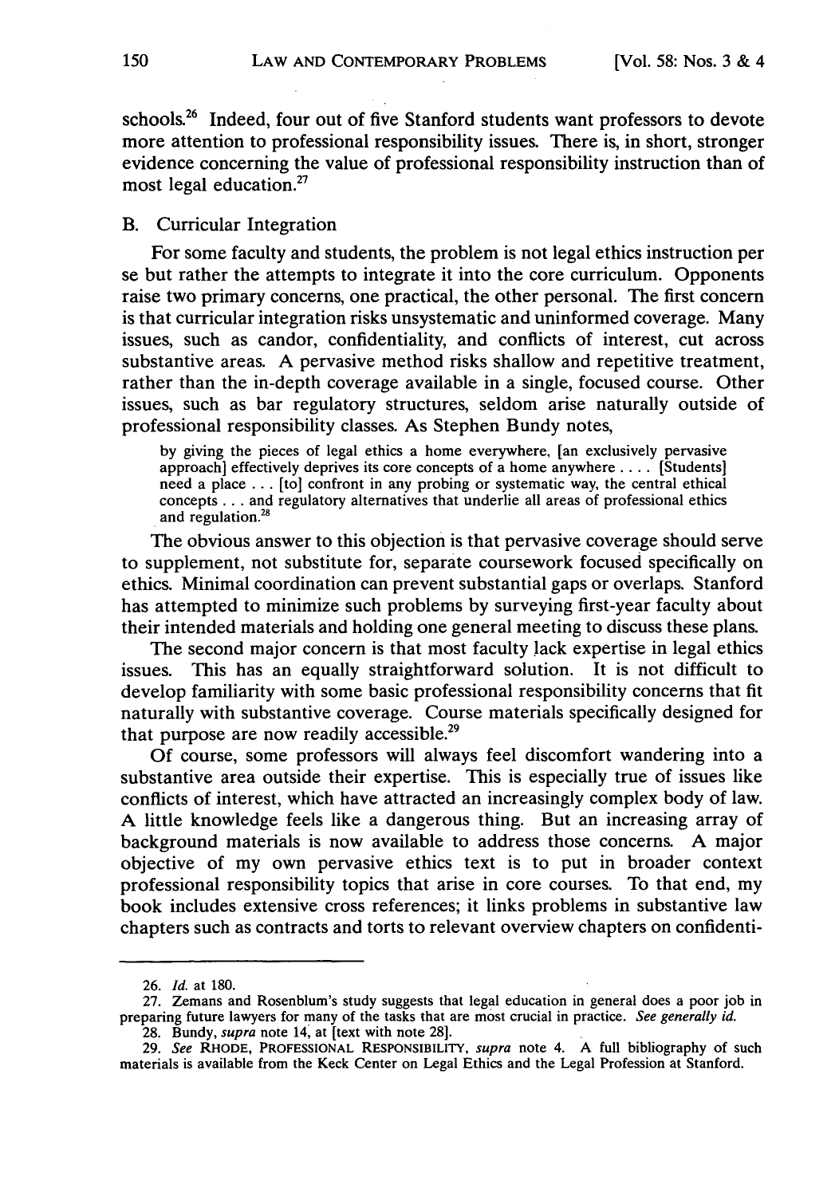schools.[26] Indeed, four out of five Stanford students want professors to devote more attention to professional responsibility issues. There is, in short, stronger evidence concerning the value of professional responsibility instruction than of most legal education.[27]

### B. Curricular Integration

For some faculty and students, the problem is not legal ethics instruction per se but rather the attempts to integrate it into the core curriculum. Opponents raise two primary concerns, one practical, the other personal. The first concern is that curricular integration risks unsystematic and uninformed coverage. Many issues, such as candor, confidentiality, and conflicts of interest, cut across substantive areas. A pervasive method risks shallow and repetitive treatment, rather than the in-depth coverage available in a single, focused course. Other issues, such as bar regulatory structures, seldom arise naturally outside of professional responsibility classes. As Stephen Bundy notes,

> by giving the pieces of legal ethics a home everywhere, [an exclusively pervasive approach] effectively deprives its core concepts of a home anywhere . . . . [Students] need a place . . . [to] confront in any probing or systematic way, the central ethical concepts . . . and regulatory alternatives that underlie all areas of professional ethics and regulation.[28]

The obvious answer to this objection is that pervasive coverage should serve to supplement, not substitute for, separate coursework focused specifically on ethics. Minimal coordination can prevent substantial gaps or overlaps. Stanford has attempted to minimize such problems by surveying first-year faculty about their intended materials and holding one general meeting to discuss these plans.

The second major concern is that most faculty lack expertise in legal ethics issues. This has an equally straightforward solution. It is not difficult to develop familiarity with some basic professional responsibility concerns that fit naturally with substantive coverage. Course materials specifically designed for that purpose are now readily accessible.[29]

Of course, some professors will always feel discomfort wandering into a substantive area outside their expertise. This is especially true of issues like conflicts of interest, which have attracted an increasingly complex body of law. A little knowledge feels like a dangerous thing. But an increasing array of background materials is now available to address those concerns. A major objective of my own pervasive ethics text is to put in broader context professional responsibility topics that arise in core courses. To that end, my book includes extensive cross references; it links problems in substantive law chapters such as contracts and torts to relevant overview chapters on confidenti-

---

26. *Id.* at 180.

27. Zemans and Rosenblum's study suggests that legal education in general does a poor job in preparing future lawyers for many of the tasks that are most crucial in practice. *See generally id.*

28. Bundy, *supra* note 14, at [text with note 28].

29. *See* RHODE, PROFESSIONAL RESPONSIBILITY, *supra* note 4. A full bibliography of such materials is available from the Keck Center on Legal Ethics and the Legal Profession at Stanford.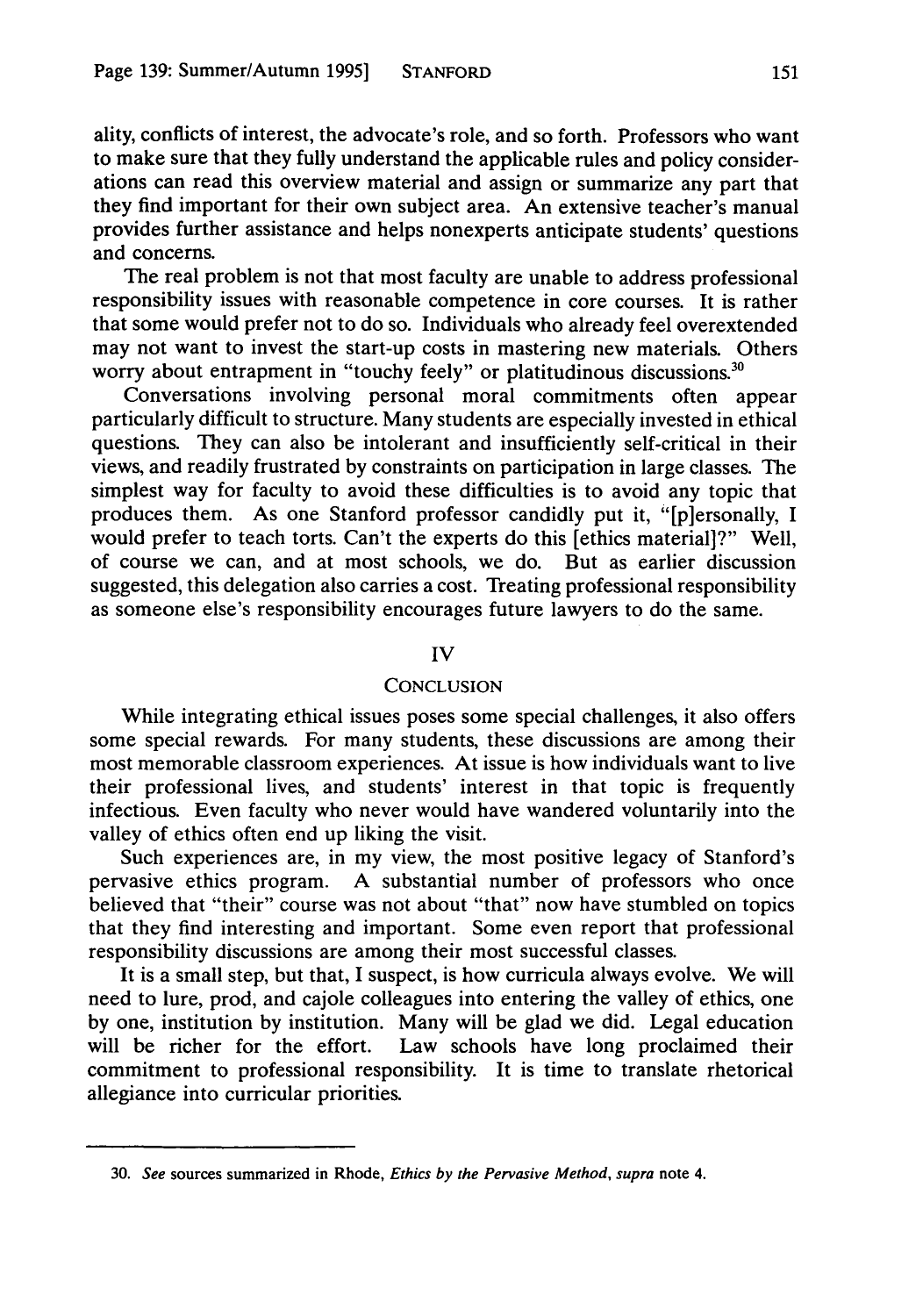ality, conflicts of interest, the advocate's role, and so forth. Professors who want to make sure that they fully understand the applicable rules and policy considerations can read this overview material and assign or summarize any part that they find important for their own subject area. An extensive teacher's manual provides further assistance and helps nonexperts anticipate students' questions and concerns.

The real problem is not that most faculty are unable to address professional responsibility issues with reasonable competence in core courses. It is rather that some would prefer not to do so. Individuals who already feel overextended may not want to invest the start-up costs in mastering new materials. Others worry about entrapment in "touchy feely" or platitudinous discussions.[30]

Conversations involving personal moral commitments often appear particularly difficult to structure. Many students are especially invested in ethical questions. They can also be intolerant and insufficiently self-critical in their views, and readily frustrated by constraints on participation in large classes. The simplest way for faculty to avoid these difficulties is to avoid any topic that produces them. As one Stanford professor candidly put it, "[p]ersonally, I would prefer to teach torts. Can't the experts do this [ethics material]?" Well, of course we can, and at most schools, we do. But as earlier discussion suggested, this delegation also carries a cost. Treating professional responsibility as someone else's responsibility encourages future lawyers to do the same.

## IV

## CONCLUSION

While integrating ethical issues poses some special challenges, it also offers some special rewards. For many students, these discussions are among their most memorable classroom experiences. At issue is how individuals want to live their professional lives, and students' interest in that topic is frequently infectious. Even faculty who never would have wandered voluntarily into the valley of ethics often end up liking the visit.

Such experiences are, in my view, the most positive legacy of Stanford's pervasive ethics program. A substantial number of professors who once believed that "their" course was not about "that" now have stumbled on topics that they find interesting and important. Some even report that professional responsibility discussions are among their most successful classes.

It is a small step, but that, I suspect, is how curricula always evolve. We will need to lure, prod, and cajole colleagues into entering the valley of ethics, one by one, institution by institution. Many will be glad we did. Legal education will be richer for the effort. Law schools have long proclaimed their commitment to professional responsibility. It is time to translate rhetorical allegiance into curricular priorities.

---

30. *See* sources summarized in Rhode, *Ethics by the Pervasive Method*, *supra* note 4.